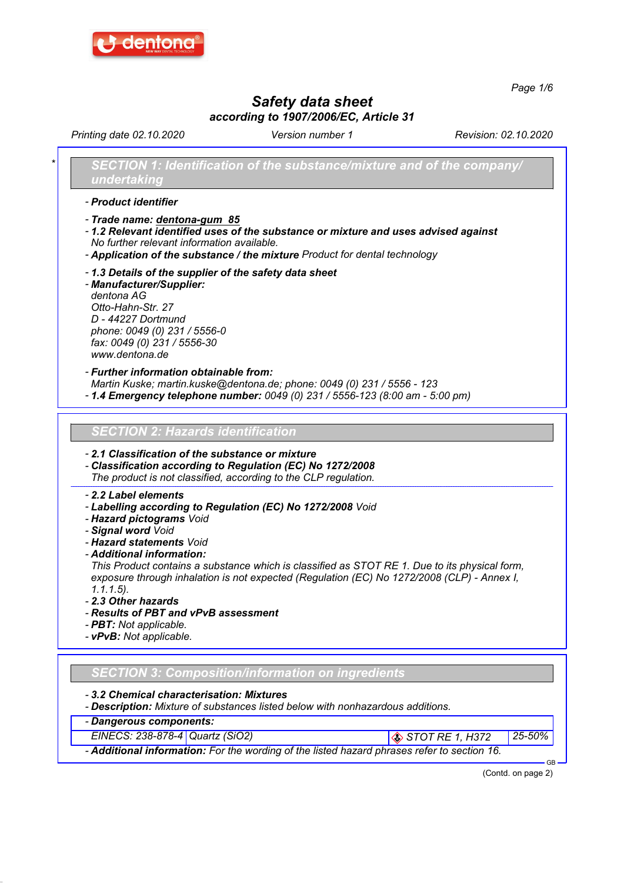# Safety data sheet

**according to 1907/2006/EC, Article 31**

Printing date 02.10.2020 | Version number 1 | Revision: 02.10.2020

## SECTION 1: Identification of the substance/mixture and of the company/ undertaking

- **Product identifier**
- **Trade name: dentona-gum 85**
- **1.2 Relevant identified uses of the substance or mixture and uses advised against**
  No further relevant information available.
- **Application of the substance / the mixture** Product for dental technology
- **1.3 Details of the supplier of the safety data sheet**
- **Manufacturer/Supplier:**
  dentona AG
  Otto-Hahn-Str. 27
  D - 44227 Dortmund
  phone: 0049 (0) 231 / 5556-0
  fax: 0049 (0) 231 / 5556-30
  www.dentona.de
- **Further information obtainable from:**
  Martin Kuske; martin.kuske@dentona.de; phone: 0049 (0) 231 / 5556 - 123
- **1.4 Emergency telephone number:** 0049 (0) 231 / 5556-123 (8:00 am - 5:00 pm)

## SECTION 2: Hazards identification

- **2.1 Classification of the substance or mixture**
- **Classification according to Regulation (EC) No 1272/2008**
  The product is not classified, according to the CLP regulation.
- **2.2 Label elements**
- **Labelling according to Regulation (EC) No 1272/2008** Void
- **Hazard pictograms** Void
- **Signal word** Void
- **Hazard statements** Void
- **Additional information:**
  This Product contains a substance which is classified as STOT RE 1. Due to its physical form, exposure through inhalation is not expected (Regulation (EC) No 1272/2008 (CLP) - Annex I, 1.1.1.5).
- **2.3 Other hazards**
- **Results of PBT and vPvB assessment**
- **PBT:** Not applicable.
- **vPvB:** Not applicable.

## SECTION 3: Composition/information on ingredients

- **3.2 Chemical characterisation: Mixtures**
- **Description:** Mixture of substances listed below with nonhazardous additions.
- **Dangerous components:**

| EINECS: 238-878-4 | Quartz ($SiO_2$) | STOT RE 1, H372 | 25-50% |
|---|---|---|---|

- **Additional information:** For the wording of the listed hazard phrases refer to section 16.

(Contd. on page 2)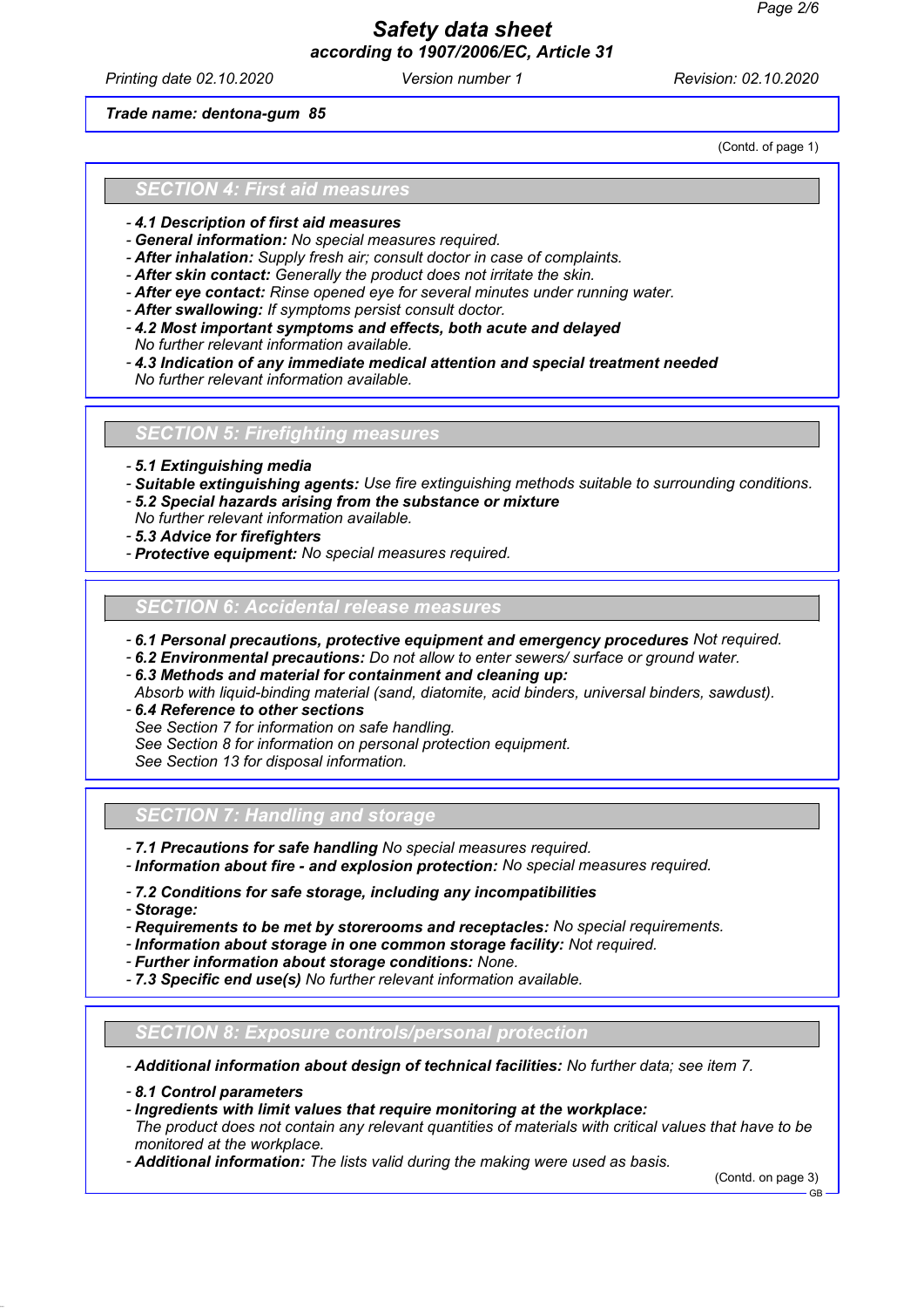Trade name: **dentona-gum 85**

(Contd. of page 1)

## SECTION 4: First aid measures

- ***4.1 Description of first aid measures***
- ***General information:*** *No special measures required.*
- ***After inhalation:*** *Supply fresh air; consult doctor in case of complaints.*
- ***After skin contact:*** *Generally the product does not irritate the skin.*
- ***After eye contact:*** *Rinse opened eye for several minutes under running water.*
- ***After swallowing:*** *If symptoms persist consult doctor.*
- ***4.2 Most important symptoms and effects, both acute and delayed***
  *No further relevant information available.*
- ***4.3 Indication of any immediate medical attention and special treatment needed***
  *No further relevant information available.*

## SECTION 5: Firefighting measures

- ***5.1 Extinguishing media***
- ***Suitable extinguishing agents:*** *Use fire extinguishing methods suitable to surrounding conditions.*
- ***5.2 Special hazards arising from the substance or mixture***
  *No further relevant information available.*
- ***5.3 Advice for firefighters***
- ***Protective equipment:*** *No special measures required.*

## SECTION 6: Accidental release measures

- ***6.1 Personal precautions, protective equipment and emergency procedures*** *Not required.*
- ***6.2 Environmental precautions:*** *Do not allow to enter sewers/ surface or ground water.*
- ***6.3 Methods and material for containment and cleaning up:***
  *Absorb with liquid-binding material (sand, diatomite, acid binders, universal binders, sawdust).*
- ***6.4 Reference to other sections***
  *See Section 7 for information on safe handling.*
  *See Section 8 for information on personal protection equipment.*
  *See Section 13 for disposal information.*

## SECTION 7: Handling and storage

- ***7.1 Precautions for safe handling*** *No special measures required.*
- ***Information about fire - and explosion protection:*** *No special measures required.*
- ***7.2 Conditions for safe storage, including any incompatibilities***
- ***Storage:***
- ***Requirements to be met by storerooms and receptacles:*** *No special requirements.*
- ***Information about storage in one common storage facility:*** *Not required.*
- ***Further information about storage conditions:*** *None.*
- ***7.3 Specific end use(s)*** *No further relevant information available.*

## SECTION 8: Exposure controls/personal protection

- ***Additional information about design of technical facilities:*** *No further data; see item 7.*
- ***8.1 Control parameters***
- ***Ingredients with limit values that require monitoring at the workplace:***
  *The product does not contain any relevant quantities of materials with critical values that have to be monitored at the workplace.*
- ***Additional information:*** *The lists valid during the making were used as basis.*

(Contd. on page 3)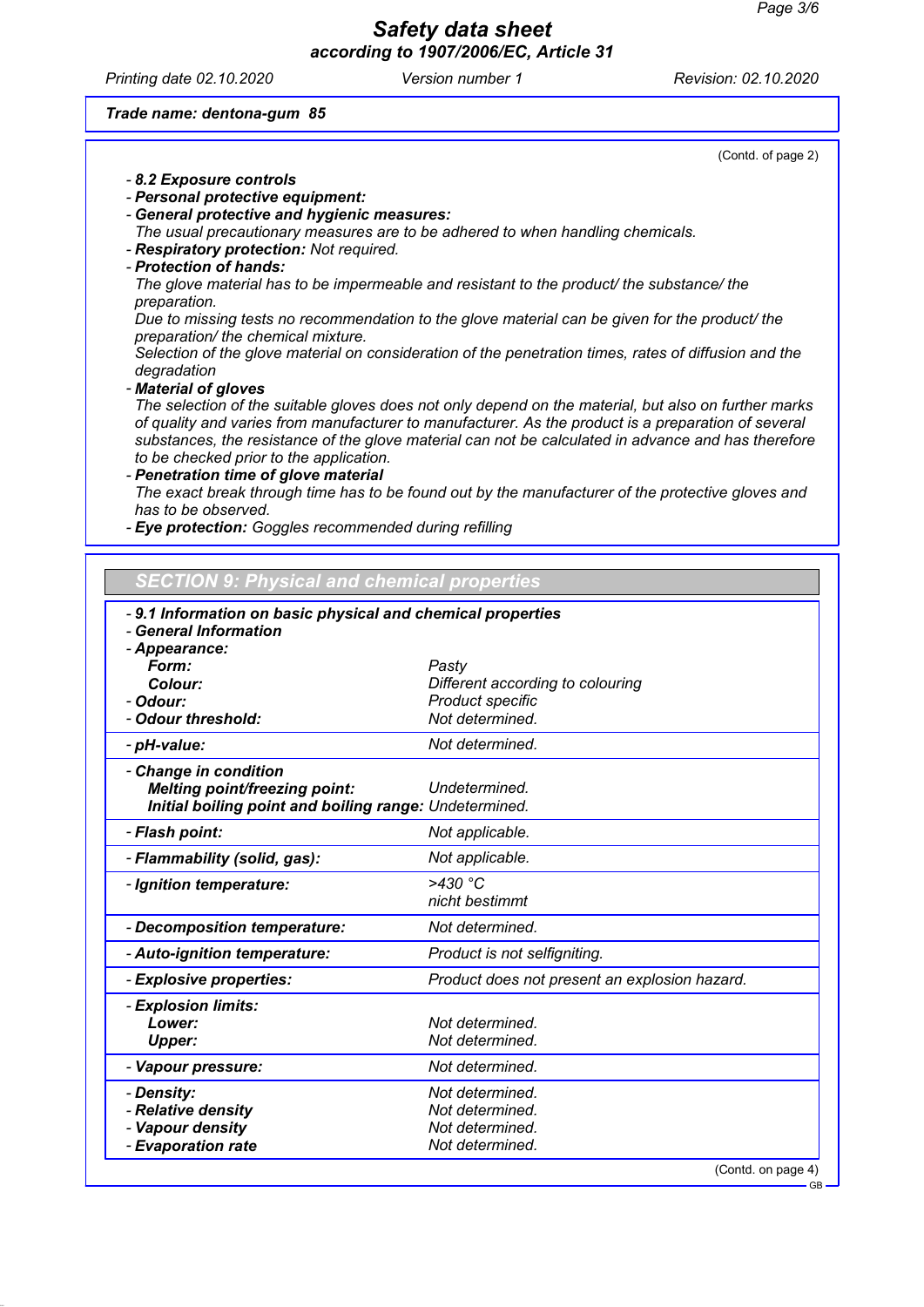Trade name: dentona-gum 85

(Contd. of page 2)

- **8.2 Exposure controls**
- **Personal protective equipment:**
- **General protective and hygienic measures:**
  The usual precautionary measures are to be adhered to when handling chemicals.
- **Respiratory protection:** Not required.
- **Protection of hands:**
  The glove material has to be impermeable and resistant to the product/ the substance/ the preparation.
  Due to missing tests no recommendation to the glove material can be given for the product/ the preparation/ the chemical mixture.
  Selection of the glove material on consideration of the penetration times, rates of diffusion and the degradation
- **Material of gloves**
  The selection of the suitable gloves does not only depend on the material, but also on further marks of quality and varies from manufacturer to manufacturer. As the product is a preparation of several substances, the resistance of the glove material can not be calculated in advance and has therefore to be checked prior to the application.
- **Penetration time of glove material**
  The exact break through time has to be found out by the manufacturer of the protective gloves and has to be observed.
- **Eye protection:** Goggles recommended during refilling

## SECTION 9: Physical and chemical properties

| Property | Value |
|---|---|
| **9.1 Information on basic physical and chemical properties** | |
| **General Information** | |
| **Appearance:** | |
| **Form:** | Pasty |
| **Colour:** | Different according to colouring |
| **Odour:** | Product specific |
| **Odour threshold:** | Not determined. |
| **pH-value:** | Not determined. |
| **Change in condition** | |
| **Melting point/freezing point:** | Undetermined. |
| **Initial boiling point and boiling range:** | Undetermined. |
| **Flash point:** | Not applicable. |
| **Flammability (solid, gas):** | Not applicable. |
| **Ignition temperature:** | >430 °C<br>nicht bestimmt |
| **Decomposition temperature:** | Not determined. |
| **Auto-ignition temperature:** | Product is not selfigniting. |
| **Explosive properties:** | Product does not present an explosion hazard. |
| **Explosion limits:** | |
| **Lower:** | Not determined. |
| **Upper:** | Not determined. |
| **Vapour pressure:** | Not determined. |
| **Density:** | Not determined. |
| **Relative density** | Not determined. |
| **Vapour density** | Not determined. |
| **Evaporation rate** | Not determined. |

(Contd. on page 4)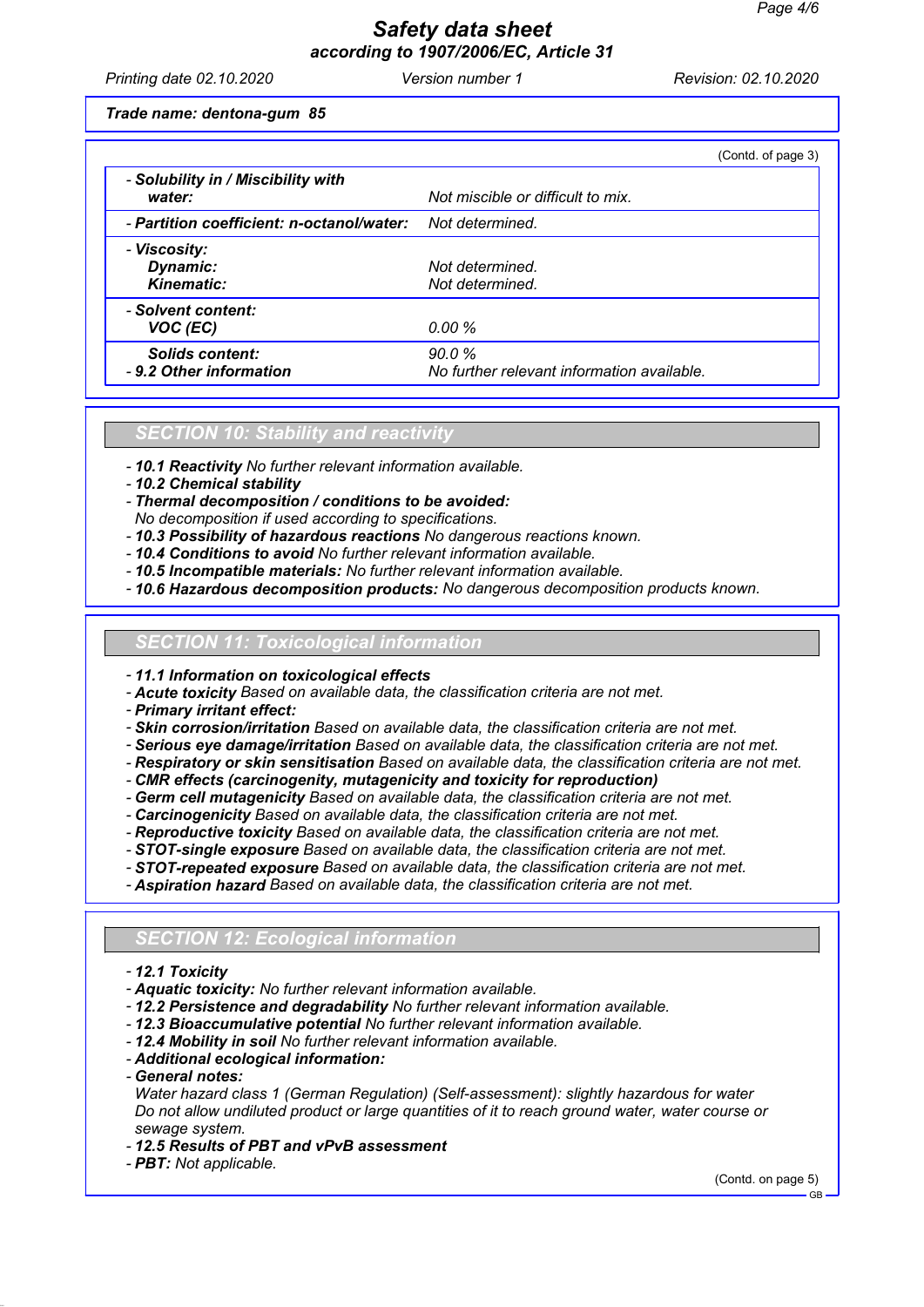Trade name: dentona-gum 85

(Contd. of page 3)

| | |
|---|---|
| - **Solubility in / Miscibility with water:** | Not miscible or difficult to mix. |
| - **Partition coefficient: n-octanol/water:** | Not determined. |
| - **Viscosity:** | |
| **Dynamic:** | Not determined. |
| **Kinematic:** | Not determined. |
| - **Solvent content:** | |
| **VOC (EC)** | 0.00 % |
| **Solids content:** | 90.0 % |
| - **9.2 Other information** | No further relevant information available. |

## SECTION 10: Stability and reactivity

- **10.1 Reactivity** No further relevant information available.
- **10.2 Chemical stability**
- **Thermal decomposition / conditions to be avoided:** No decomposition if used according to specifications.
- **10.3 Possibility of hazardous reactions** No dangerous reactions known.
- **10.4 Conditions to avoid** No further relevant information available.
- **10.5 Incompatible materials:** No further relevant information available.
- **10.6 Hazardous decomposition products:** No dangerous decomposition products known.

## SECTION 11: Toxicological information

- **11.1 Information on toxicological effects**
- **Acute toxicity** Based on available data, the classification criteria are not met.
- **Primary irritant effect:**
- **Skin corrosion/irritation** Based on available data, the classification criteria are not met.
- **Serious eye damage/irritation** Based on available data, the classification criteria are not met.
- **Respiratory or skin sensitisation** Based on available data, the classification criteria are not met.
- **CMR effects (carcinogenity, mutagenicity and toxicity for reproduction)**
- **Germ cell mutagenicity** Based on available data, the classification criteria are not met.
- **Carcinogenicity** Based on available data, the classification criteria are not met.
- **Reproductive toxicity** Based on available data, the classification criteria are not met.
- **STOT-single exposure** Based on available data, the classification criteria are not met.
- **STOT-repeated exposure** Based on available data, the classification criteria are not met.
- **Aspiration hazard** Based on available data, the classification criteria are not met.

## SECTION 12: Ecological information

- **12.1 Toxicity**
- **Aquatic toxicity:** No further relevant information available.
- **12.2 Persistence and degradability** No further relevant information available.
- **12.3 Bioaccumulative potential** No further relevant information available.
- **12.4 Mobility in soil** No further relevant information available.
- **Additional ecological information:**
- **General notes:**
  Water hazard class 1 (German Regulation) (Self-assessment): slightly hazardous for water
  Do not allow undiluted product or large quantities of it to reach ground water, water course or sewage system.
- **12.5 Results of PBT and vPvB assessment**
- **PBT:** Not applicable.

(Contd. on page 5)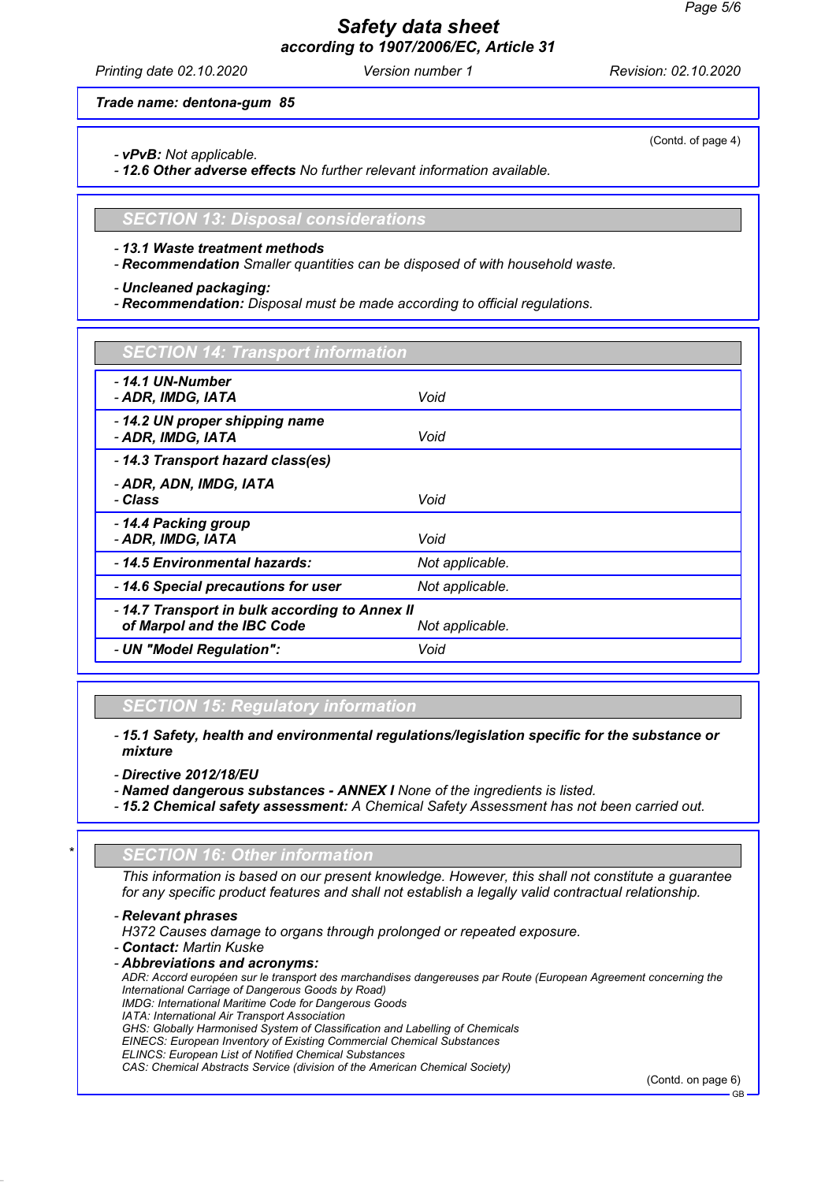**Trade name: dentona-gum 85**

(Contd. of page 4)

- ***vPvB:*** *Not applicable.*
- ***12.6 Other adverse effects*** *No further relevant information available.*

## SECTION 13: Disposal considerations

- ***13.1 Waste treatment methods***
- ***Recommendation*** *Smaller quantities can be disposed of with household waste.*

- ***Uncleaned packaging:***
- ***Recommendation:*** *Disposal must be made according to official regulations.*

## SECTION 14: Transport information

| | |
|---|---|
| **- 14.1 UN-Number**<br>**- ADR, IMDG, IATA** | *Void* |
| **- 14.2 UN proper shipping name**<br>**- ADR, IMDG, IATA** | *Void* |
| **- 14.3 Transport hazard class(es)** | |
| **- ADR, ADN, IMDG, IATA**<br>**- Class** | *Void* |
| **- 14.4 Packing group**<br>**- ADR, IMDG, IATA** | *Void* |
| **- 14.5 Environmental hazards:** | *Not applicable.* |
| **- 14.6 Special precautions for user** | *Not applicable.* |
| **- 14.7 Transport in bulk according to Annex II of Marpol and the IBC Code** | *Not applicable.* |
| **- UN "Model Regulation":** | *Void* |

## SECTION 15: Regulatory information

- ***15.1 Safety, health and environmental regulations/legislation specific for the substance or mixture***

- ***Directive 2012/18/EU***
- ***Named dangerous substances - ANNEX I*** *None of the ingredients is listed.*
- ***15.2 Chemical safety assessment:*** *A Chemical Safety Assessment has not been carried out.*

## * SECTION 16: Other information

*This information is based on our present knowledge. However, this shall not constitute a guarantee for any specific product features and shall not establish a legally valid contractual relationship.*

- ***Relevant phrases***
  *H372 Causes damage to organs through prolonged or repeated exposure.*
- ***Contact:*** *Martin Kuske*
- ***Abbreviations and acronyms:***
  *ADR: Accord européen sur le transport des marchandises dangereuses par Route (European Agreement concerning the International Carriage of Dangerous Goods by Road)*
  *IMDG: International Maritime Code for Dangerous Goods*
  *IATA: International Air Transport Association*
  *GHS: Globally Harmonised System of Classification and Labelling of Chemicals*
  *EINECS: European Inventory of Existing Commercial Chemical Substances*
  *ELINCS: European List of Notified Chemical Substances*
  *CAS: Chemical Abstracts Service (division of the American Chemical Society)*

(Contd. on page 6)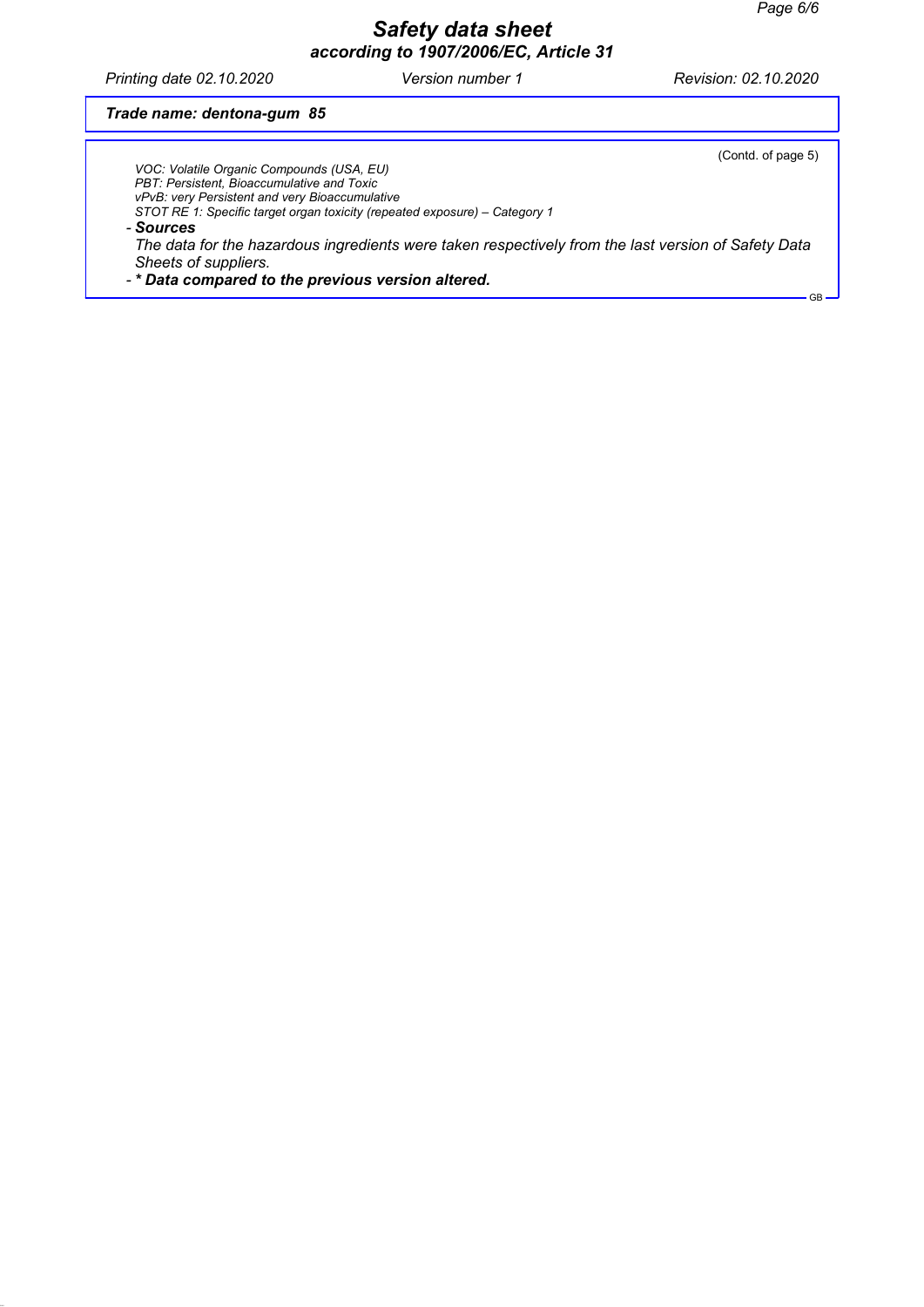*Safety data sheet*
*according to 1907/2006/EC, Article 31*

*Printing date 02.10.2020* *Version number 1* *Revision: 02.10.2020*

***Trade name: dentona-gum 85***

(Contd. of page 5)

*VOC: Volatile Organic Compounds (USA, EU)*
*PBT: Persistent, Bioaccumulative and Toxic*
*vPvB: very Persistent and very Bioaccumulative*
*STOT RE 1: Specific target organ toxicity (repeated exposure) – Category 1*

- ***Sources***

*The data for the hazardous ingredients were taken respectively from the last version of Safety Data Sheets of suppliers.*

- ***\* Data compared to the previous version altered.***

GB